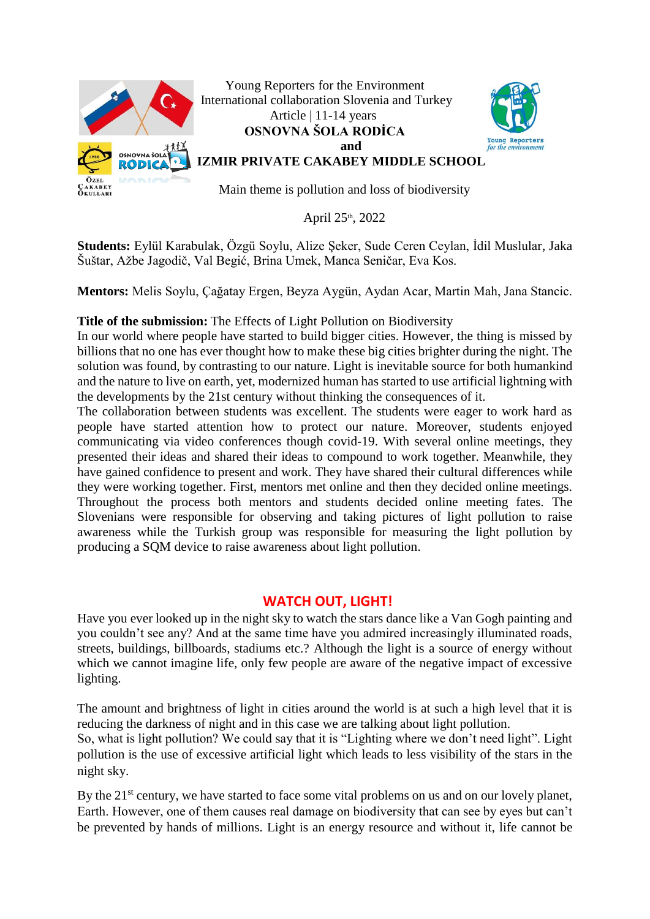Young Reporters for the Environment
International collaboration Slovenia and Turkey
Article | 11-14 years
**OSNOVNA ŠOLA RODİCA**
**and**
**IZMIR PRIVATE CAKABEY MIDDLE SCHOOL**

Main theme is pollution and loss of biodiversity

April 25th, 2022

**Students:** Eylül Karabulak, Özgü Soylu, Alize Şeker, Sude Ceren Ceylan, İdil Muslular, Jaka Šuštar, Ažbe Jagodič, Val Begić, Brina Umek, Manca Seničar, Eva Kos.

**Mentors:** Melis Soylu, Çağatay Ergen, Beyza Aygün, Aydan Acar, Martin Mah, Jana Stancic.

**Title of the submission:** The Effects of Light Pollution on Biodiversity

In our world where people have started to build bigger cities. However, the thing is missed by billions that no one has ever thought how to make these big cities brighter during the night. The solution was found, by contrasting to our nature. Light is inevitable source for both humankind and the nature to live on earth, yet, modernized human has started to use artificial lightning with the developments by the 21st century without thinking the consequences of it.

The collaboration between students was excellent. The students were eager to work hard as people have started attention how to protect our nature. Moreover, students enjoyed communicating via video conferences though covid-19. With several online meetings, they presented their ideas and shared their ideas to compound to work together. Meanwhile, they have gained confidence to present and work. They have shared their cultural differences while they were working together. First, mentors met online and then they decided online meetings. Throughout the process both mentors and students decided online meeting fates. The Slovenians were responsible for observing and taking pictures of light pollution to raise awareness while the Turkish group was responsible for measuring the light pollution by producing a SQM device to raise awareness about light pollution.

## WATCH OUT, LIGHT!

Have you ever looked up in the night sky to watch the stars dance like a Van Gogh painting and you couldn't see any? And at the same time have you admired increasingly illuminated roads, streets, buildings, billboards, stadiums etc.? Although the light is a source of energy without which we cannot imagine life, only few people are aware of the negative impact of excessive lighting.

The amount and brightness of light in cities around the world is at such a high level that it is reducing the darkness of night and in this case we are talking about light pollution.

So, what is light pollution? We could say that it is "Lighting where we don't need light". Light pollution is the use of excessive artificial light which leads to less visibility of the stars in the night sky.

By the 21st century, we have started to face some vital problems on us and on our lovely planet, Earth. However, one of them causes real damage on biodiversity that can see by eyes but can't be prevented by hands of millions. Light is an energy resource and without it, life cannot be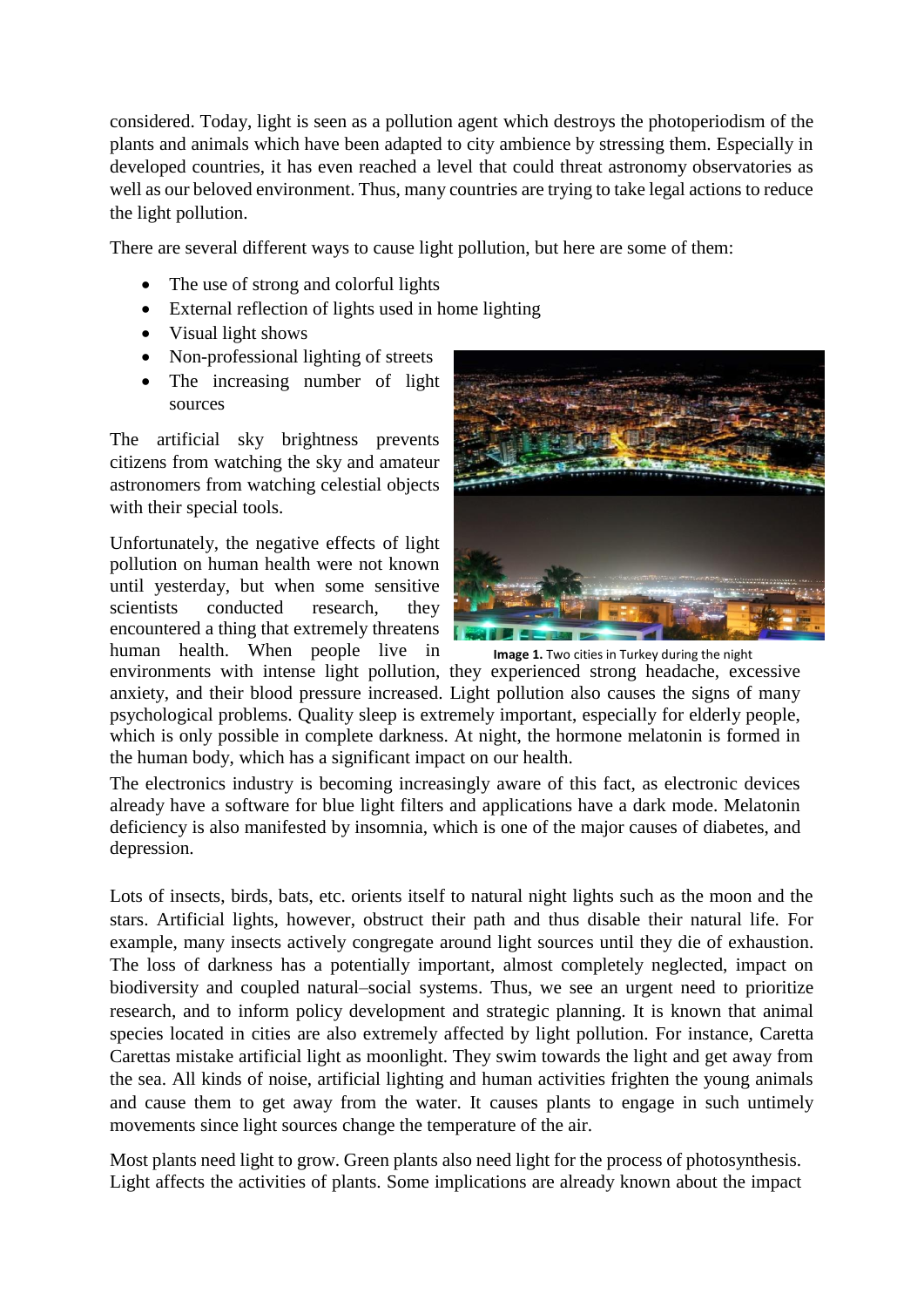considered. Today, light is seen as a pollution agent which destroys the photoperiodism of the plants and animals which have been adapted to city ambience by stressing them. Especially in developed countries, it has even reached a level that could threat astronomy observatories as well as our beloved environment. Thus, many countries are trying to take legal actions to reduce the light pollution.

There are several different ways to cause light pollution, but here are some of them:

- The use of strong and colorful lights
- External reflection of lights used in home lighting
- Visual light shows
- Non-professional lighting of streets
- The increasing number of light sources

The artificial sky brightness prevents citizens from watching the sky and amateur astronomers from watching celestial objects with their special tools.

Unfortunately, the negative effects of light pollution on human health were not known until yesterday, but when some sensitive scientists conducted research, they encountered a thing that extremely threatens human health. When people live in environments with intense light pollution, they experienced strong headache, excessive anxiety, and their blood pressure increased. Light pollution also causes the signs of many psychological problems. Quality sleep is extremely important, especially for elderly people, which is only possible in complete darkness. At night, the hormone melatonin is formed in the human body, which has a significant impact on our health.

**Image 1.** Two cities in Turkey during the night

The electronics industry is becoming increasingly aware of this fact, as electronic devices already have a software for blue light filters and applications have a dark mode. Melatonin deficiency is also manifested by insomnia, which is one of the major causes of diabetes, and depression.

Lots of insects, birds, bats, etc. orients itself to natural night lights such as the moon and the stars. Artificial lights, however, obstruct their path and thus disable their natural life. For example, many insects actively congregate around light sources until they die of exhaustion. The loss of darkness has a potentially important, almost completely neglected, impact on biodiversity and coupled natural–social systems. Thus, we see an urgent need to prioritize research, and to inform policy development and strategic planning. It is known that animal species located in cities are also extremely affected by light pollution. For instance, Caretta Carettas mistake artificial light as moonlight. They swim towards the light and get away from the sea. All kinds of noise, artificial lighting and human activities frighten the young animals and cause them to get away from the water. It causes plants to engage in such untimely movements since light sources change the temperature of the air.

Most plants need light to grow. Green plants also need light for the process of photosynthesis. Light affects the activities of plants. Some implications are already known about the impact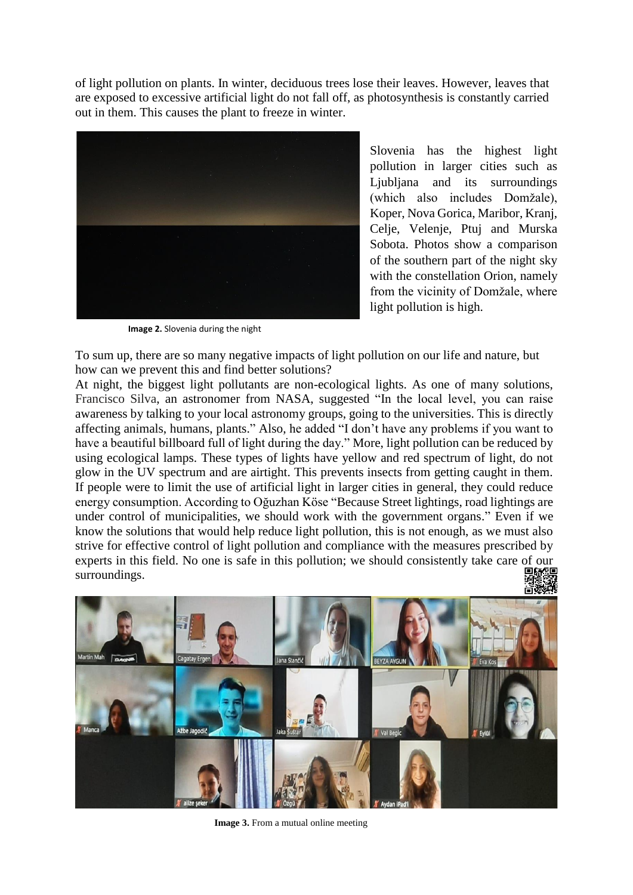of light pollution on plants. In winter, deciduous trees lose their leaves. However, leaves that are exposed to excessive artificial light do not fall off, as photosynthesis is constantly carried out in them. This causes the plant to freeze in winter.

Slovenia has the highest light pollution in larger cities such as Ljubljana and its surroundings (which also includes Domžale), Koper, Nova Gorica, Maribor, Kranj, Celje, Velenje, Ptuj and Murska Sobota. Photos show a comparison of the southern part of the night sky with the constellation Orion, namely from the vicinity of Domžale, where light pollution is high.

**Image 2.** Slovenia during the night

To sum up, there are so many negative impacts of light pollution on our life and nature, but how can we prevent this and find better solutions?

At night, the biggest light pollutants are non-ecological lights. As one of many solutions, Francisco Silva, an astronomer from NASA, suggested "In the local level, you can raise awareness by talking to your local astronomy groups, going to the universities. This is directly affecting animals, humans, plants." Also, he added "I don't have any problems if you want to have a beautiful billboard full of light during the day." More, light pollution can be reduced by using ecological lamps. These types of lights have yellow and red spectrum of light, do not glow in the UV spectrum and are airtight. This prevents insects from getting caught in them. If people were to limit the use of artificial light in larger cities in general, they could reduce energy consumption. According to Oğuzhan Köse "Because Street lightings, road lightings are under control of municipalities, we should work with the government organs." Even if we know the solutions that would help reduce light pollution, this is not enough, as we must also strive for effective control of light pollution and compliance with the measures prescribed by experts in this field. No one is safe in this pollution; we should consistently take care of our surroundings.

**Image 3.** From a mutual online meeting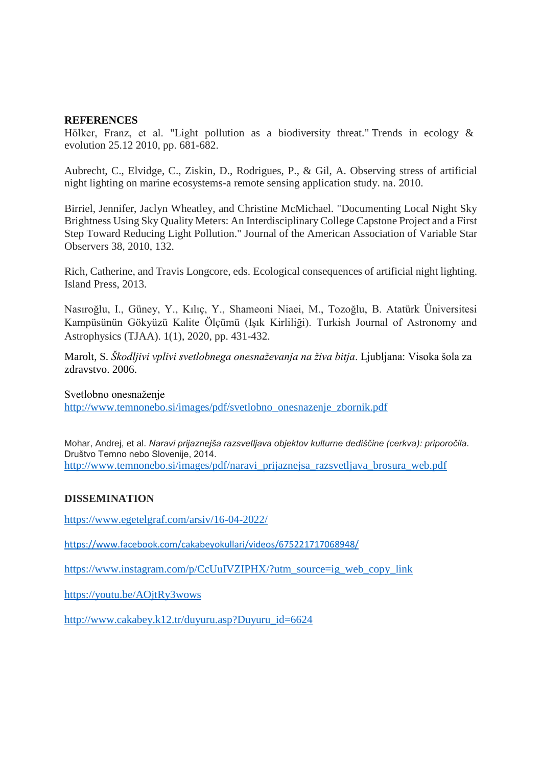**REFERENCES**

Hölker, Franz, et al. "Light pollution as a biodiversity threat." Trends in ecology & evolution 25.12 2010, pp. 681-682.

Aubrecht, C., Elvidge, C., Ziskin, D., Rodrigues, P., & Gil, A. Observing stress of artificial night lighting on marine ecosystems-a remote sensing application study. na. 2010.

Birriel, Jennifer, Jaclyn Wheatley, and Christine McMichael. "Documenting Local Night Sky Brightness Using Sky Quality Meters: An Interdisciplinary College Capstone Project and a First Step Toward Reducing Light Pollution." Journal of the American Association of Variable Star Observers 38, 2010, 132.

Rich, Catherine, and Travis Longcore, eds. Ecological consequences of artificial night lighting. Island Press, 2013.

Nasıroğlu, I., Güney, Y., Kılıç, Y., Shameoni Niaei, M., Tozoğlu, B. Atatürk Üniversitesi Kampüsünün Gökyüzü Kalite Ölçümü (Işık Kirliliği). Turkish Journal of Astronomy and Astrophysics (TJAA). 1(1), 2020, pp. 431-432.

Marolt, S. *Škodljivi vplivi svetlobnega onesnaževanja na živa bitja*. Ljubljana: Visoka šola za zdravstvo. 2006.

Svetlobno onesnaženje
http://www.temnonebo.si/images/pdf/svetlobno_onesnazenje_zbornik.pdf

Mohar, Andrej, et al. *Naravi prijaznejša razsvetljava objektov kulturne dediščine (cerkva): priporočila*. Društvo Temno nebo Slovenije, 2014.
http://www.temnonebo.si/images/pdf/naravi_prijaznejsa_razsvetljava_brosura_web.pdf

**DISSEMINATION**

https://www.egetelgraf.com/arsiv/16-04-2022/

https://www.facebook.com/cakabeyokullari/videos/675221717068948/

https://www.instagram.com/p/CcUuIVZIPHX/?utm_source=ig_web_copy_link

https://youtu.be/AOjtRy3wows

http://www.cakabey.k12.tr/duyuru.asp?Duyuru_id=6624